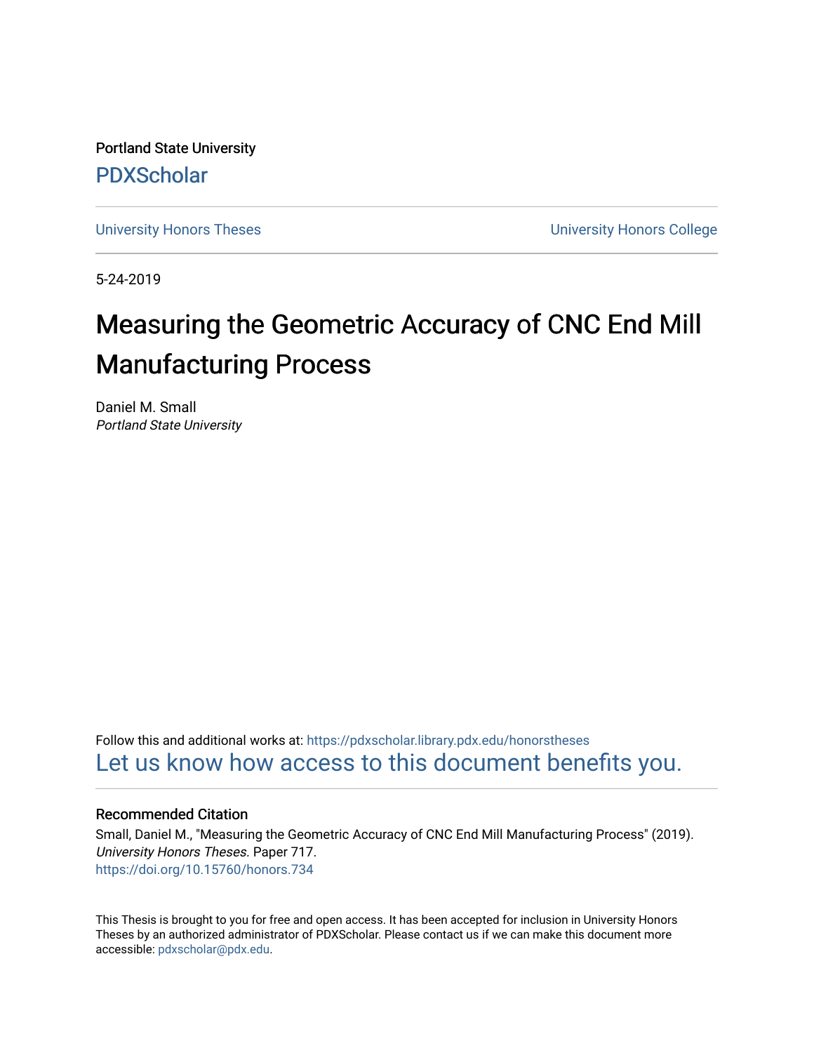Portland State University

PDXScholar

University Honors Theses

University Honors College

5-24-2019

# Measuring the Geometric Accuracy of CNC End Mill Manufacturing Process

Daniel M. Small
*Portland State University*

Follow this and additional works at: https://pdxscholar.library.pdx.edu/honorstheses

Let us know how access to this document benefits you.

## Recommended Citation

Small, Daniel M., "Measuring the Geometric Accuracy of CNC End Mill Manufacturing Process" (2019). *University Honors Theses.* Paper 717.
https://doi.org/10.15760/honors.734

This Thesis is brought to you for free and open access. It has been accepted for inclusion in University Honors Theses by an authorized administrator of PDXScholar. Please contact us if we can make this document more accessible: pdxscholar@pdx.edu.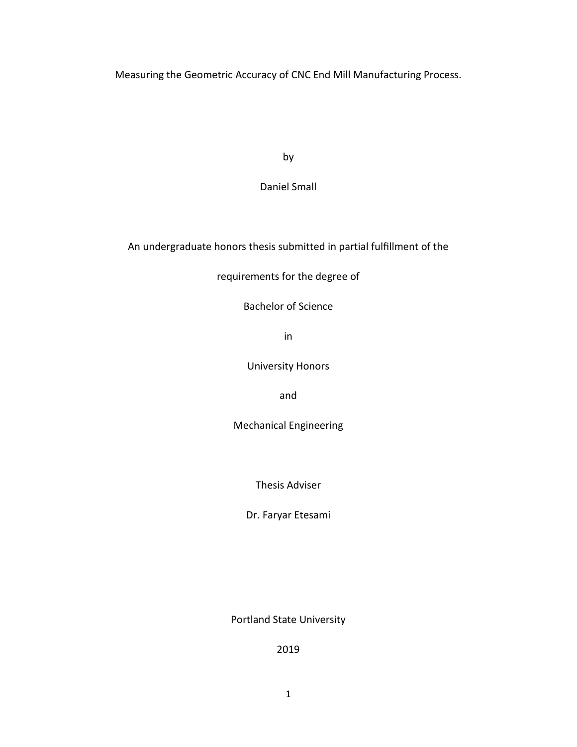Measuring the Geometric Accuracy of CNC End Mill Manufacturing Process.

by

Daniel Small

An undergraduate honors thesis submitted in partial fulfillment of the

requirements for the degree of

Bachelor of Science

in

University Honors

and

Mechanical Engineering

Thesis Adviser

Dr. Faryar Etesami

Portland State University

2019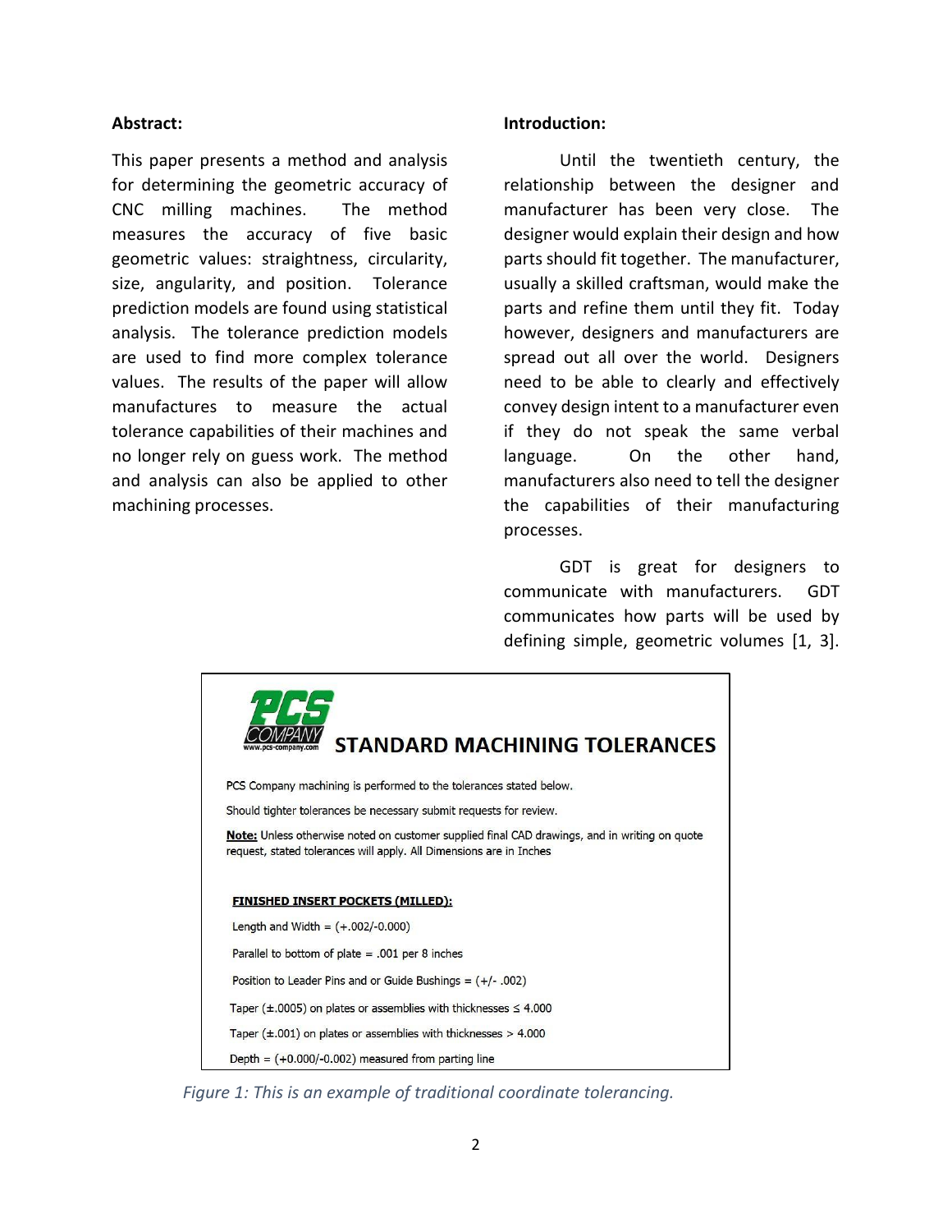## Abstract:

This paper presents a method and analysis for determining the geometric accuracy of CNC milling machines. The method measures the accuracy of five basic geometric values: straightness, circularity, size, angularity, and position. Tolerance prediction models are found using statistical analysis. The tolerance prediction models are used to find more complex tolerance values. The results of the paper will allow manufactures to measure the actual tolerance capabilities of their machines and no longer rely on guess work. The method and analysis can also be applied to other machining processes.

## Introduction:

Until the twentieth century, the relationship between the designer and manufacturer has been very close. The designer would explain their design and how parts should fit together. The manufacturer, usually a skilled craftsman, would make the parts and refine them until they fit. Today however, designers and manufacturers are spread out all over the world. Designers need to be able to clearly and effectively convey design intent to a manufacturer even if they do not speak the same verbal language. On the other hand, manufacturers also need to tell the designer the capabilities of their manufacturing processes.

GDT is great for designers to communicate with manufacturers. GDT communicates how parts will be used by defining simple, geometric volumes [1, 3].

**PCS COMPANY** www.pcs-company.com

**STANDARD MACHINING TOLERANCES**

PCS Company machining is performed to the tolerances stated below.

Should tighter tolerances be necessary submit requests for review.

**Note:** Unless otherwise noted on customer supplied final CAD drawings, and in writing on quote request, stated tolerances will apply. All Dimensions are in Inches

**FINISHED INSERT POCKETS (MILLED):**

Length and Width = (+.002/-0.000)

Parallel to bottom of plate = .001 per 8 inches

Position to Leader Pins and or Guide Bushings = (+/- .002)

Taper (±.0005) on plates or assemblies with thicknesses ≤ 4.000

Taper (±.001) on plates or assemblies with thicknesses > 4.000

Depth = (+0.000/-0.002) measured from parting line

*Figure 1: This is an example of traditional coordinate tolerancing.*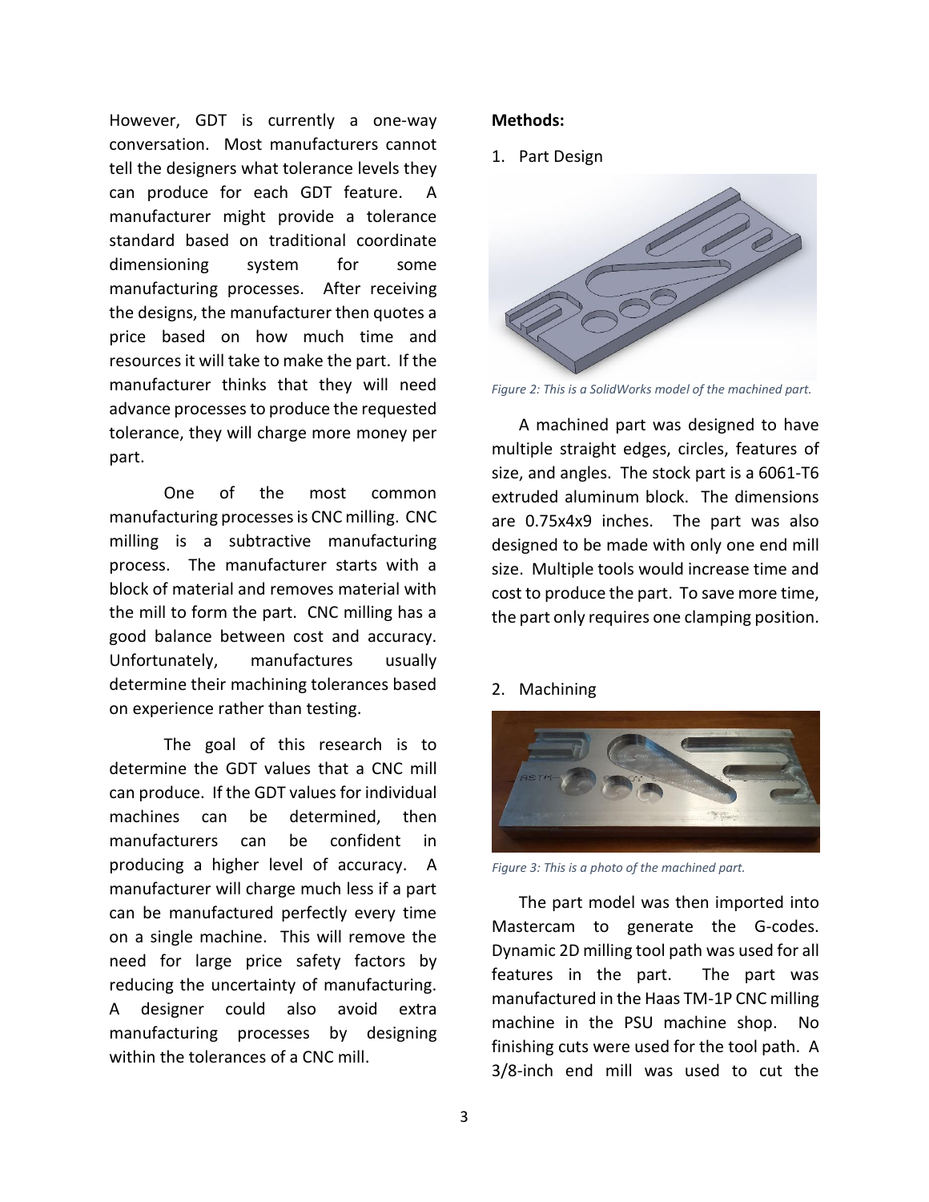However, GDT is currently a one-way conversation. Most manufacturers cannot tell the designers what tolerance levels they can produce for each GDT feature. A manufacturer might provide a tolerance standard based on traditional coordinate dimensioning system for some manufacturing processes. After receiving the designs, the manufacturer then quotes a price based on how much time and resources it will take to make the part. If the manufacturer thinks that they will need advance processes to produce the requested tolerance, they will charge more money per part.

One of the most common manufacturing processes is CNC milling. CNC milling is a subtractive manufacturing process. The manufacturer starts with a block of material and removes material with the mill to form the part. CNC milling has a good balance between cost and accuracy. Unfortunately, manufactures usually determine their machining tolerances based on experience rather than testing.

The goal of this research is to determine the GDT values that a CNC mill can produce. If the GDT values for individual machines can be determined, then manufacturers can be confident in producing a higher level of accuracy. A manufacturer will charge much less if a part can be manufactured perfectly every time on a single machine. This will remove the need for large price safety factors by reducing the uncertainty of manufacturing. A designer could also avoid extra manufacturing processes by designing within the tolerances of a CNC mill.

**Methods:**

1. Part Design

*Figure 2: This is a SolidWorks model of the machined part.*

A machined part was designed to have multiple straight edges, circles, features of size, and angles. The stock part is a 6061-T6 extruded aluminum block. The dimensions are 0.75x4x9 inches. The part was also designed to be made with only one end mill size. Multiple tools would increase time and cost to produce the part. To save more time, the part only requires one clamping position.

2. Machining

*Figure 3: This is a photo of the machined part.*

The part model was then imported into Mastercam to generate the G-codes. Dynamic 2D milling tool path was used for all features in the part. The part was manufactured in the Haas TM-1P CNC milling machine in the PSU machine shop. No finishing cuts were used for the tool path. A 3/8-inch end mill was used to cut the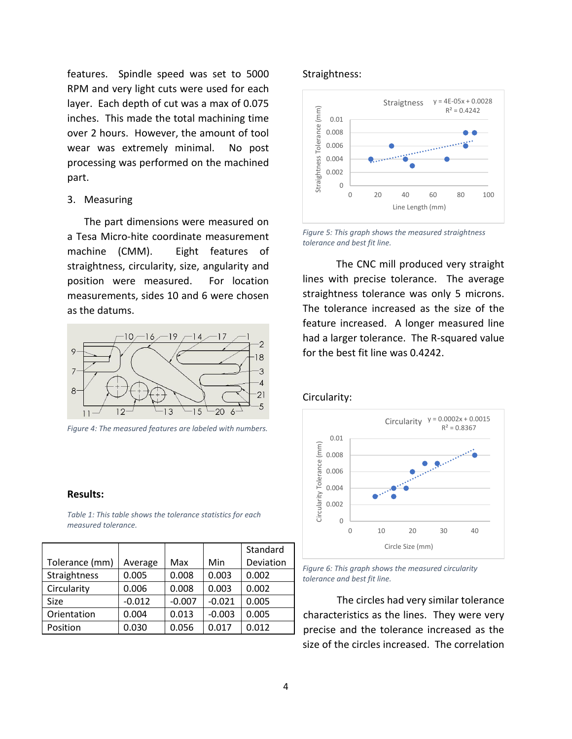features. Spindle speed was set to 5000 RPM and very light cuts were used for each layer. Each depth of cut was a max of 0.075 inches. This made the total machining time over 2 hours. However, the amount of tool wear was extremely minimal. No post processing was performed on the machined part.

3. Measuring

The part dimensions were measured on a Tesa Micro-hite coordinate measurement machine (CMM). Eight features of straightness, circularity, size, angularity and position were measured. For location measurements, sides 10 and 6 were chosen as the datums.

*Figure 4: The measured features are labeled with numbers.*

## Results:

*Table 1: This table shows the tolerance statistics for each measured tolerance.*

| Tolerance (mm) | Average | Max | Min | Standard Deviation |
|---|---|---|---|---|
| Straightness | 0.005 | 0.008 | 0.003 | 0.002 |
| Circularity | 0.006 | 0.008 | 0.003 | 0.002 |
| Size | -0.012 | -0.007 | -0.021 | 0.005 |
| Orientation | 0.004 | 0.013 | -0.003 | 0.005 |
| Position | 0.030 | 0.056 | 0.017 | 0.012 |

Straightness:

*Figure 5: This graph shows the measured straightness tolerance and best fit line.*

The CNC mill produced very straight lines with precise tolerance. The average straightness tolerance was only 5 microns. The tolerance increased as the size of the feature increased. A longer measured line had a larger tolerance. The R-squared value for the best fit line was 0.4242.

Circularity:

*Figure 6: This graph shows the measured circularity tolerance and best fit line.*

The circles had very similar tolerance characteristics as the lines. They were very precise and the tolerance increased as the size of the circles increased. The correlation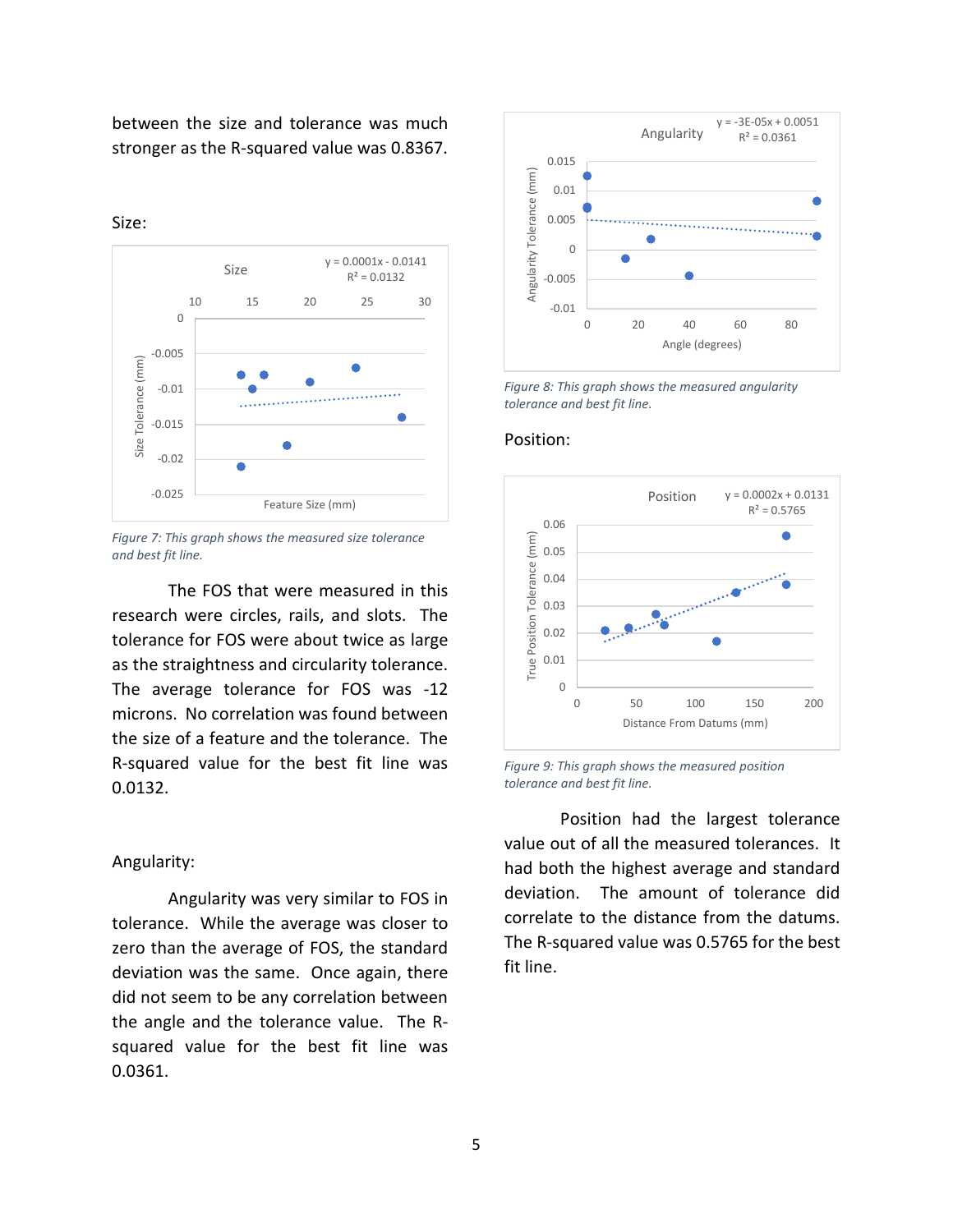between the size and tolerance was much stronger as the R-squared value was 0.8367.

Size:

Figure 7: This graph shows the measured size tolerance and best fit line.

The FOS that were measured in this research were circles, rails, and slots. The tolerance for FOS were about twice as large as the straightness and circularity tolerance. The average tolerance for FOS was -12 microns. No correlation was found between the size of a feature and the tolerance. The R-squared value for the best fit line was 0.0132.

Angularity:

Angularity was very similar to FOS in tolerance. While the average was closer to zero than the average of FOS, the standard deviation was the same. Once again, there did not seem to be any correlation between the angle and the tolerance value. The R-squared value for the best fit line was 0.0361.

Figure 8: This graph shows the measured angularity tolerance and best fit line.

Position:

Figure 9: This graph shows the measured position tolerance and best fit line.

Position had the largest tolerance value out of all the measured tolerances. It had both the highest average and standard deviation. The amount of tolerance did correlate to the distance from the datums. The R-squared value was 0.5765 for the best fit line.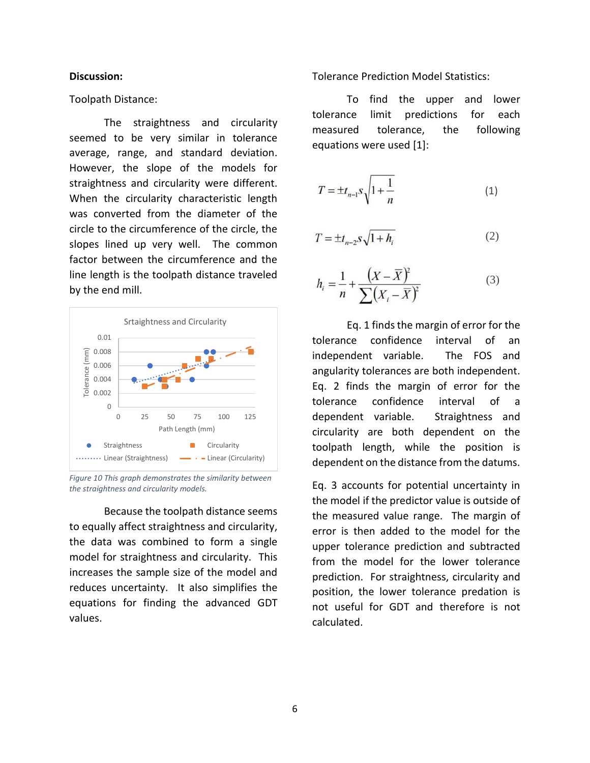**Discussion:**

Toolpath Distance:

The straightness and circularity seemed to be very similar in tolerance average, range, and standard deviation. However, the slope of the models for straightness and circularity were different. When the circularity characteristic length was converted from the diameter of the circle to the circumference of the circle, the slopes lined up very well. The common factor between the circumference and the line length is the toolpath distance traveled by the end mill.

*Figure 10 This graph demonstrates the similarity between the straightness and circularity models.*

Because the toolpath distance seems to equally affect straightness and circularity, the data was combined to form a single model for straightness and circularity. This increases the sample size of the model and reduces uncertainty. It also simplifies the equations for finding the advanced GDT values.

Tolerance Prediction Model Statistics:

To find the upper and lower tolerance limit predictions for each measured tolerance, the following equations were used [1]:

$$T = \pm t_{n-1} s \sqrt{1 + \frac{1}{n}} \tag{1}$$

$$T = \pm t_{n-2} s \sqrt{1 + h_i} \tag{2}$$

$$h_i = \frac{1}{n} + \frac{(X - \bar{X})^2}{\sum (X_i - \bar{X})^2} \tag{3}$$

Eq. 1 finds the margin of error for the tolerance confidence interval of an independent variable. The FOS and angularity tolerances are both independent. Eq. 2 finds the margin of error for the tolerance confidence interval of a dependent variable. Straightness and circularity are both dependent on the toolpath length, while the position is dependent on the distance from the datums.

Eq. 3 accounts for potential uncertainty in the model if the predictor value is outside of the measured value range. The margin of error is then added to the model for the upper tolerance prediction and subtracted from the model for the lower tolerance prediction. For straightness, circularity and position, the lower tolerance predation is not useful for GDT and therefore is not calculated.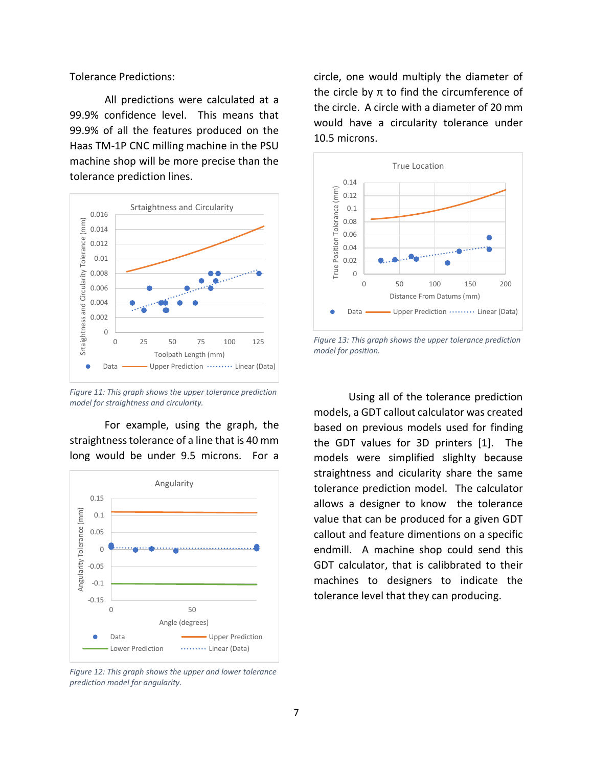Tolerance Predictions:

All predictions were calculated at a 99.9% confidence level. This means that 99.9% of all the features produced on the Haas TM-1P CNC milling machine in the PSU machine shop will be more precise than the tolerance prediction lines.

*Figure 11: This graph shows the upper tolerance prediction model for straightness and circularity.*

For example, using the graph, the straightness tolerance of a line that is 40 mm long would be under 9.5 microns. For a circle, one would multiply the diameter of the circle by π to find the circumference of the circle. A circle with a diameter of 20 mm would have a circularity tolerance under 10.5 microns.

*Figure 12: This graph shows the upper and lower tolerance prediction model for angularity.*

*Figure 13: This graph shows the upper tolerance prediction model for position.*

Using all of the tolerance prediction models, a GDT callout calculator was created based on previous models used for finding the GDT values for 3D printers [1]. The models were simplified slighlty because straightness and cicularity share the same tolerance prediction model. The calculator allows a designer to know the tolerance value that can be produced for a given GDT callout and feature dimentions on a specific endmill. A machine shop could send this GDT calculator, that is calibbrated to their machines to designers to indicate the tolerance level that they can producing.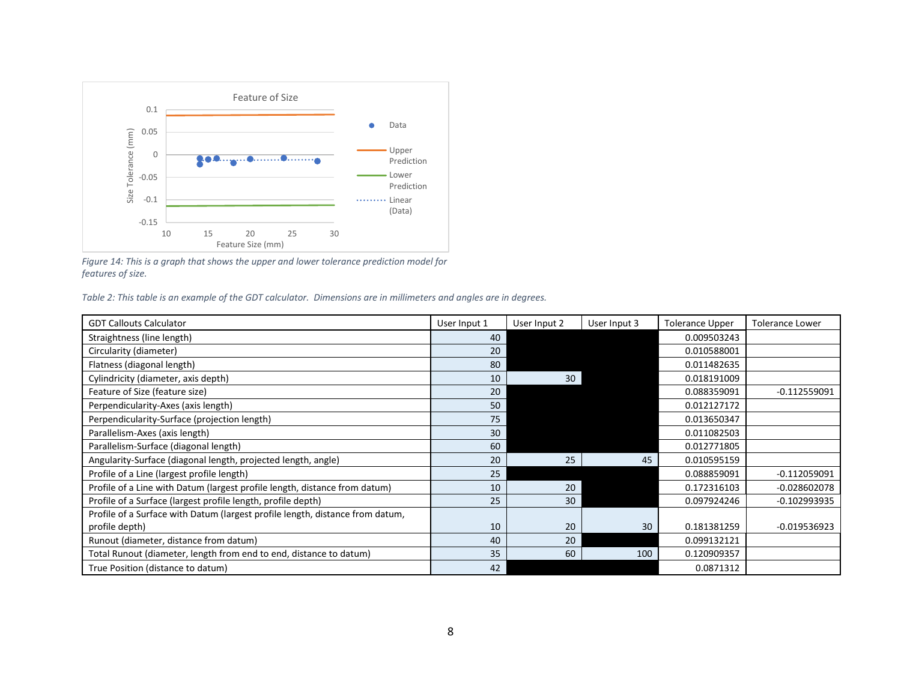Feature of Size

Figure 14: This is a graph that shows the upper and lower tolerance prediction model for features of size.

*Table 2: This table is an example of the GDT calculator. Dimensions are in millimeters and angles are in degrees.*

| GDT Callouts Calculator | User Input 1 | User Input 2 | User Input 3 | Tolerance Upper | Tolerance Lower |
|---|---|---|---|---|---|
| Straightness (line length) | 40 | | | 0.009503243 | |
| Circularity (diameter) | 20 | | | 0.010588001 | |
| Flatness (diagonal length) | 80 | | | 0.011482635 | |
| Cylindricity (diameter, axis depth) | 10 | 30 | | 0.018191009 | |
| Feature of Size (feature size) | 20 | | | 0.088359091 | -0.112559091 |
| Perpendicularity-Axes (axis length) | 50 | | | 0.012127172 | |
| Perpendicularity-Surface (projection length) | 75 | | | 0.013650347 | |
| Parallelism-Axes (axis length) | 30 | | | 0.011082503 | |
| Parallelism-Surface (diagonal length) | 60 | | | 0.012771805 | |
| Angularity-Surface (diagonal length, projected length, angle) | 20 | 25 | 45 | 0.010595159 | |
| Profile of a Line (largest profile length) | 25 | | | 0.088859091 | -0.112059091 |
| Profile of a Line with Datum (largest profile length, distance from datum) | 10 | 20 | | 0.172316103 | -0.028602078 |
| Profile of a Surface (largest profile length, profile depth) | 25 | 30 | | 0.097924246 | -0.102993935 |
| Profile of a Surface with Datum (largest profile length, distance from datum, profile depth) | 10 | 20 | 30 | 0.181381259 | -0.019536923 |
| Runout (diameter, distance from datum) | 40 | 20 | | 0.099132121 | |
| Total Runout (diameter, length from end to end, distance to datum) | 35 | 60 | 100 | 0.120909357 | |
| True Position (distance to datum) | 42 | | | 0.0871312 | |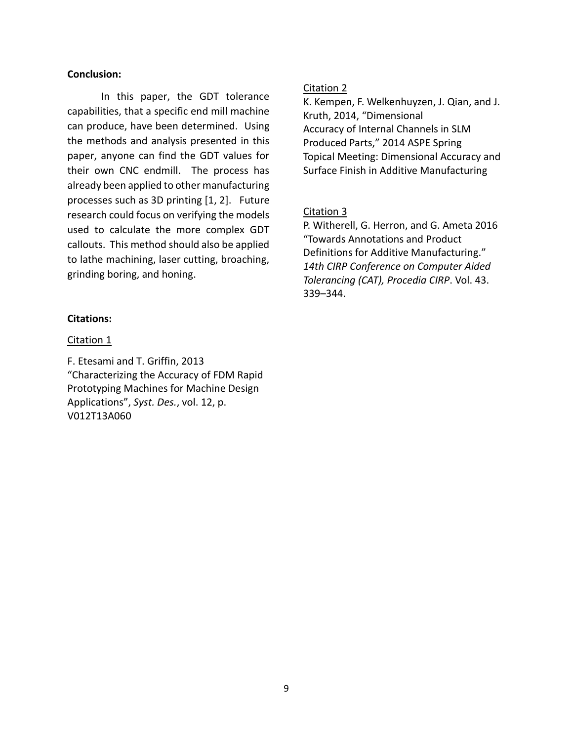**Conclusion:**

In this paper, the GDT tolerance capabilities, that a specific end mill machine can produce, have been determined. Using the methods and analysis presented in this paper, anyone can find the GDT values for their own CNC endmill. The process has already been applied to other manufacturing processes such as 3D printing [1, 2]. Future research could focus on verifying the models used to calculate the more complex GDT callouts. This method should also be applied to lathe machining, laser cutting, broaching, grinding boring, and honing.

**Citations:**

<u>Citation 1</u>

F. Etesami and T. Griffin, 2013 "Characterizing the Accuracy of FDM Rapid Prototyping Machines for Machine Design Applications", *Syst. Des.*, vol. 12, p. V012T13A060

<u>Citation 2</u>

K. Kempen, F. Welkenhuyzen, J. Qian, and J. Kruth, 2014, "Dimensional Accuracy of Internal Channels in SLM Produced Parts," 2014 ASPE Spring Topical Meeting: Dimensional Accuracy and Surface Finish in Additive Manufacturing

<u>Citation 3</u>

P. Witherell, G. Herron, and G. Ameta 2016 "Towards Annotations and Product Definitions for Additive Manufacturing." *14th CIRP Conference on Computer Aided Tolerancing (CAT), Procedia CIRP*. Vol. 43. 339–344.